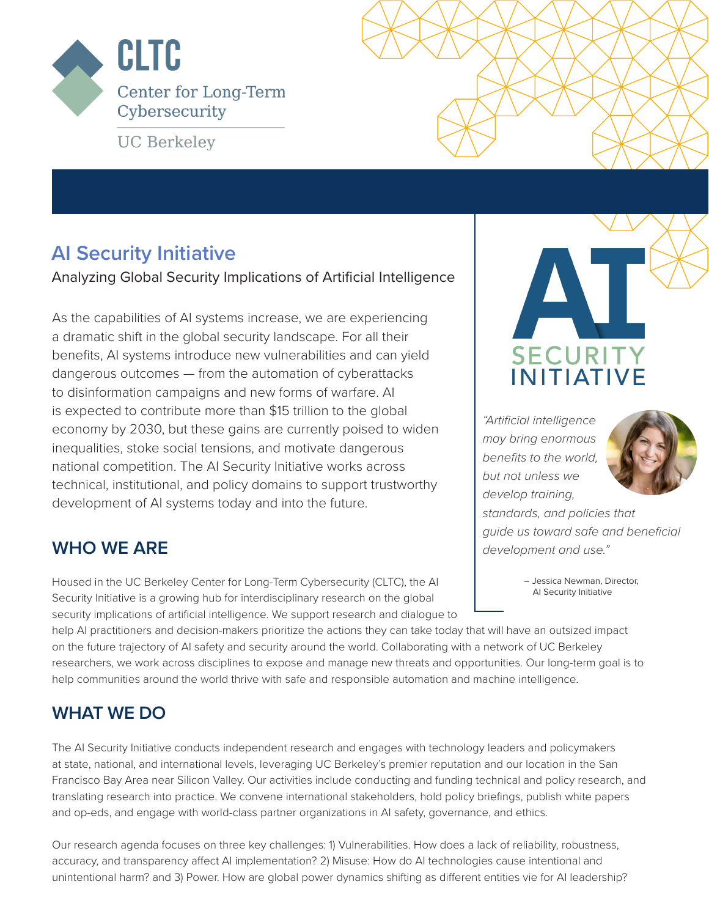# CLTC

Center for Long-Term Cybersecurity

UC Berkeley

## AI Security Initiative

Analyzing Global Security Implications of Artificial Intelligence

As the capabilities of AI systems increase, we are experiencing a dramatic shift in the global security landscape. For all their benefits, AI systems introduce new vulnerabilities and can yield dangerous outcomes — from the automation of cyberattacks to disinformation campaigns and new forms of warfare. AI is expected to contribute more than $15 trillion to the global economy by 2030, but these gains are currently poised to widen inequalities, stoke social tensions, and motivate dangerous national competition. The AI Security Initiative works across technical, institutional, and policy domains to support trustworthy development of AI systems today and into the future.

AI SECURITY INITIATIVE

*"Artificial intelligence may bring enormous benefits to the world, but not unless we develop training, standards, and policies that guide us toward safe and beneficial development and use."*

– Jessica Newman, Director, AI Security Initiative

## WHO WE ARE

Housed in the UC Berkeley Center for Long-Term Cybersecurity (CLTC), the AI Security Initiative is a growing hub for interdisciplinary research on the global security implications of artificial intelligence. We support research and dialogue to help AI practitioners and decision-makers prioritize the actions they can take today that will have an outsized impact on the future trajectory of AI safety and security around the world. Collaborating with a network of UC Berkeley researchers, we work across disciplines to expose and manage new threats and opportunities. Our long-term goal is to help communities around the world thrive with safe and responsible automation and machine intelligence.

## WHAT WE DO

The AI Security Initiative conducts independent research and engages with technology leaders and policymakers at state, national, and international levels, leveraging UC Berkeley's premier reputation and our location in the San Francisco Bay Area near Silicon Valley. Our activities include conducting and funding technical and policy research, and translating research into practice. We convene international stakeholders, hold policy briefings, publish white papers and op-eds, and engage with world-class partner organizations in AI safety, governance, and ethics.

Our research agenda focuses on three key challenges: 1) Vulnerabilities. How does a lack of reliability, robustness, accuracy, and transparency affect AI implementation? 2) Misuse: How do AI technologies cause intentional and unintentional harm? and 3) Power. How are global power dynamics shifting as different entities vie for AI leadership?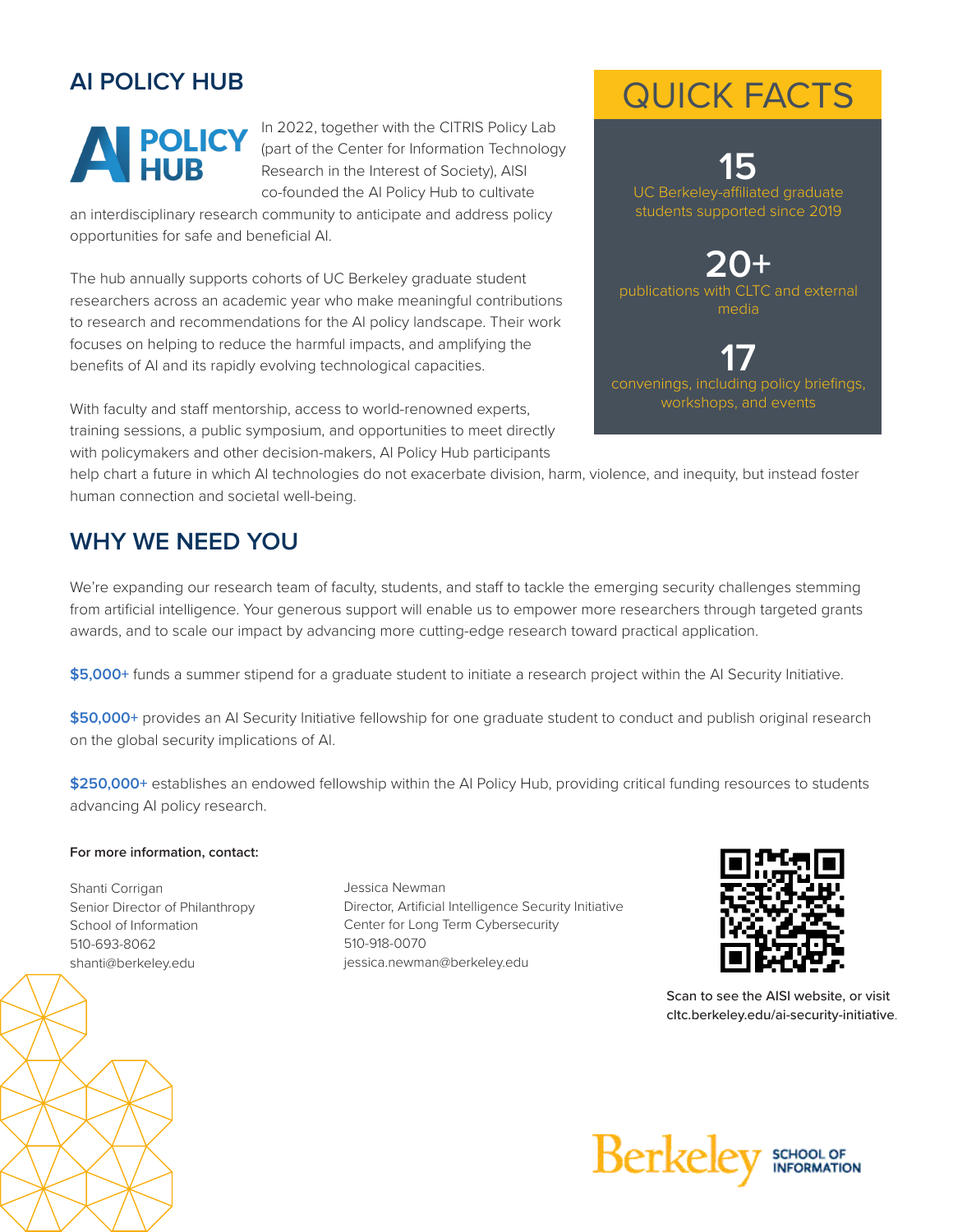## AI POLICY HUB

AI POLICY HUB

In 2022, together with the CITRIS Policy Lab (part of the Center for Information Technology Research in the Interest of Society), AISI co-founded the AI Policy Hub to cultivate an interdisciplinary research community to anticipate and address policy opportunities for safe and beneficial AI.

The hub annually supports cohorts of UC Berkeley graduate student researchers across an academic year who make meaningful contributions to research and recommendations for the AI policy landscape. Their work focuses on helping to reduce the harmful impacts, and amplifying the benefits of AI and its rapidly evolving technological capacities.

With faculty and staff mentorship, access to world-renowned experts, training sessions, a public symposium, and opportunities to meet directly with policymakers and other decision-makers, AI Policy Hub participants help chart a future in which AI technologies do not exacerbate division, harm, violence, and inequity, but instead foster human connection and societal well-being.

## QUICK FACTS

**15**
UC Berkeley-affiliated graduate students supported since 2019

**20+**
publications with CLTC and external media

**17**
convenings, including policy briefings, workshops, and events

## WHY WE NEED YOU

We're expanding our research team of faculty, students, and staff to tackle the emerging security challenges stemming from artificial intelligence. Your generous support will enable us to empower more researchers through targeted grants awards, and to scale our impact by advancing more cutting-edge research toward practical application.

**$5,000+** funds a summer stipend for a graduate student to initiate a research project within the AI Security Initiative.

**$50,000+** provides an AI Security Initiative fellowship for one graduate student to conduct and publish original research on the global security implications of AI.

**$250,000+** establishes an endowed fellowship within the AI Policy Hub, providing critical funding resources to students advancing AI policy research.

**For more information, contact:**

Shanti Corrigan
Senior Director of Philanthropy
School of Information
510-693-8062
shanti@berkeley.edu

Jessica Newman
Director, Artificial Intelligence Security Initiative
Center for Long Term Cybersecurity
510-918-0070
jessica.newman@berkeley.edu

Scan to see the AISI website, or visit cltc.berkeley.edu/ai-security-initiative.

Berkeley SCHOOL OF INFORMATION